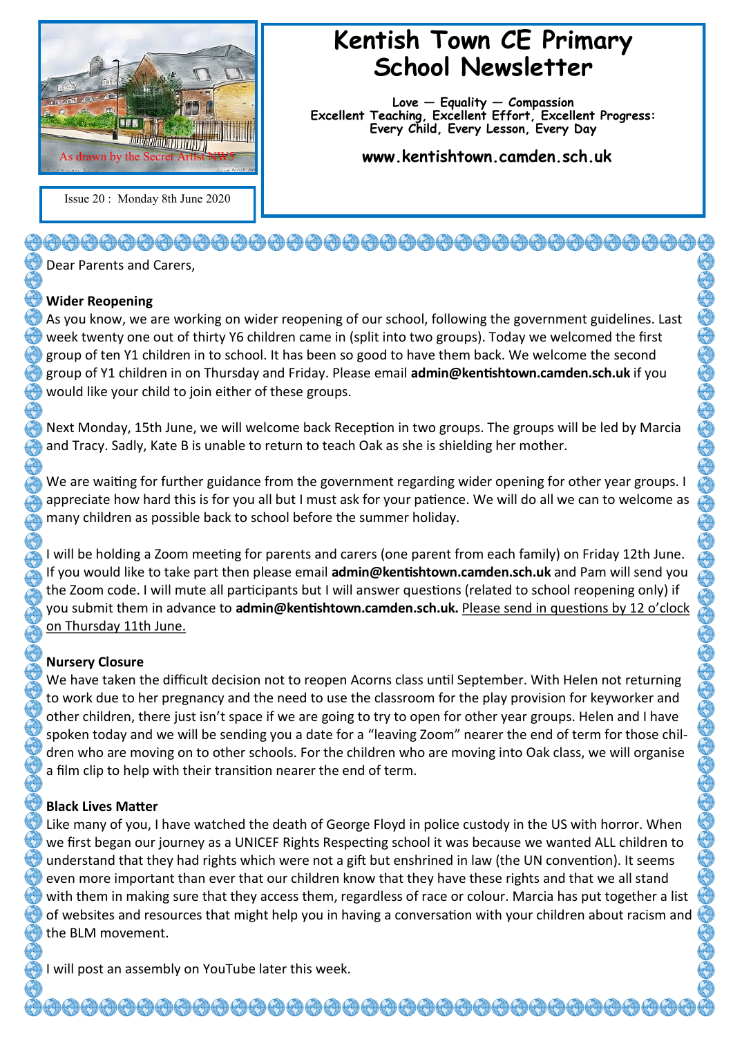# Kentish Town CE Primary School Newsletter

**Love — Equality — Compassion**
**Excellent Teaching, Excellent Effort, Excellent Progress: Every Child, Every Lesson, Every Day**

**www.kentishtown.camden.sch.uk**

As drawn by the Secret Artist NW5

Issue 20 : Monday 8th June 2020

Dear Parents and Carers,

## Wider Reopening

As you know, we are working on wider reopening of our school, following the government guidelines. Last week twenty one out of thirty Y6 children came in (split into two groups). Today we welcomed the first group of ten Y1 children in to school. It has been so good to have them back. We welcome the second group of Y1 children in on Thursday and Friday. Please email **admin@kentishtown.camden.sch.uk** if you would like your child to join either of these groups.

Next Monday, 15th June, we will welcome back Reception in two groups. The groups will be led by Marcia and Tracy. Sadly, Kate B is unable to return to teach Oak as she is shielding her mother.

We are waiting for further guidance from the government regarding wider opening for other year groups. I appreciate how hard this is for you all but I must ask for your patience. We will do all we can to welcome as many children as possible back to school before the summer holiday.

I will be holding a Zoom meeting for parents and carers (one parent from each family) on Friday 12th June. If you would like to take part then please email **admin@kentishtown.camden.sch.uk** and Pam will send you the Zoom code. I will mute all participants but I will answer questions (related to school reopening only) if you submit them in advance to **admin@kentishtown.camden.sch.uk.** Please send in questions by 12 o'clock on Thursday 11th June.

## Nursery Closure

We have taken the difficult decision not to reopen Acorns class until September. With Helen not returning to work due to her pregnancy and the need to use the classroom for the play provision for keyworker and other children, there just isn't space if we are going to try to open for other year groups. Helen and I have spoken today and we will be sending you a date for a "leaving Zoom" nearer the end of term for those children who are moving on to other schools. For the children who are moving into Oak class, we will organise a film clip to help with their transition nearer the end of term.

## Black Lives Matter

Like many of you, I have watched the death of George Floyd in police custody in the US with horror. When we first began our journey as a UNICEF Rights Respecting school it was because we wanted ALL children to understand that they had rights which were not a gift but enshrined in law (the UN convention). It seems even more important than ever that our children know that they have these rights and that we all stand with them in making sure that they access them, regardless of race or colour. Marcia has put together a list of websites and resources that might help you in having a conversation with your children about racism and the BLM movement.

I will post an assembly on YouTube later this week.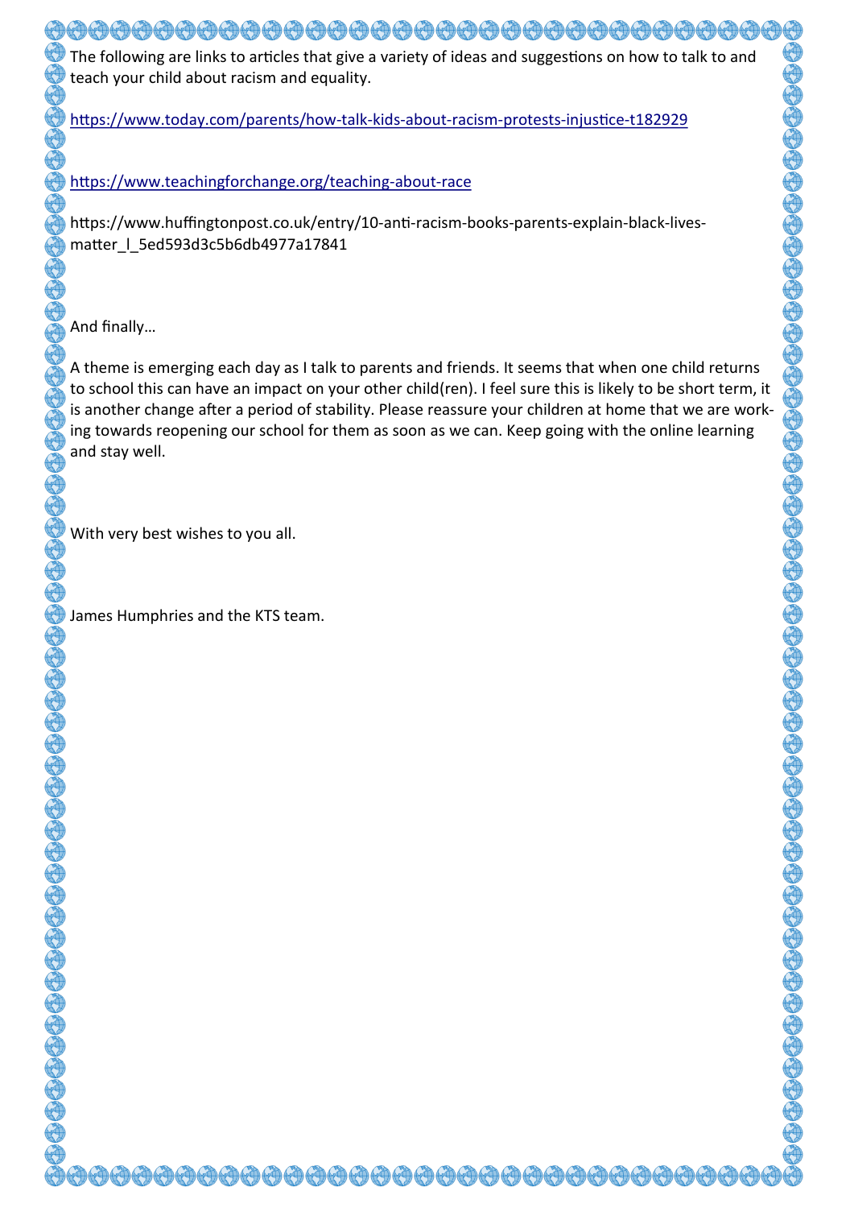The following are links to articles that give a variety of ideas and suggestions on how to talk to and teach your child about racism and equality.

https://www.today.com/parents/how-talk-kids-about-racism-protests-injustice-t182929

https://www.teachingforchange.org/teaching-about-race

https://www.huffingtonpost.co.uk/entry/10-anti-racism-books-parents-explain-black-lives-matter_l_5ed593d3c5b6db4977a17841

And finally…

A theme is emerging each day as I talk to parents and friends. It seems that when one child returns to school this can have an impact on your other child(ren). I feel sure this is likely to be short term, it is another change after a period of stability. Please reassure your children at home that we are working towards reopening our school for them as soon as we can. Keep going with the online learning and stay well.

With very best wishes to you all.

James Humphries and the KTS team.